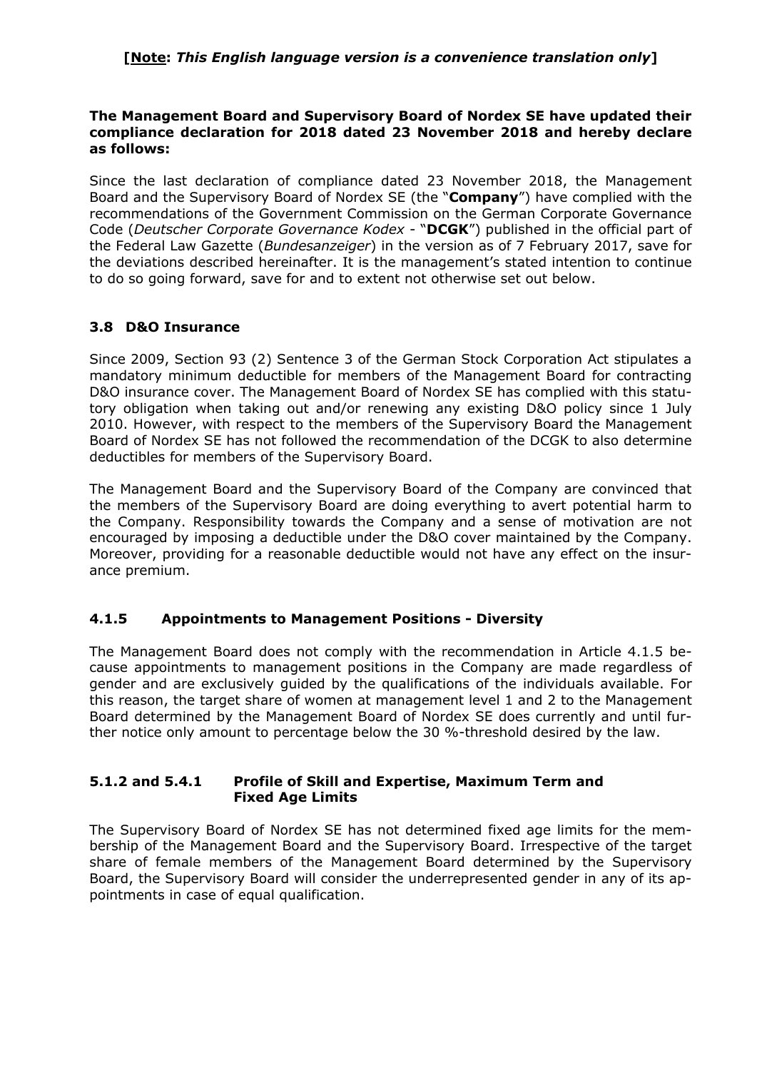**[Note: *This English language version is a convenience translation only*]**

**The Management Board and Supervisory Board of Nordex SE have updated their compliance declaration for 2018 dated 23 November 2018 and hereby declare as follows:**

Since the last declaration of compliance dated 23 November 2018, the Management Board and the Supervisory Board of Nordex SE (the "**Company**") have complied with the recommendations of the Government Commission on the German Corporate Governance Code (*Deutscher Corporate Governance Kodex* - "**DCGK**") published in the official part of the Federal Law Gazette (*Bundesanzeiger*) in the version as of 7 February 2017, save for the deviations described hereinafter. It is the management's stated intention to continue to do so going forward, save for and to extent not otherwise set out below.

### 3.8 D&O Insurance

Since 2009, Section 93 (2) Sentence 3 of the German Stock Corporation Act stipulates a mandatory minimum deductible for members of the Management Board for contracting D&O insurance cover. The Management Board of Nordex SE has complied with this statutory obligation when taking out and/or renewing any existing D&O policy since 1 July 2010. However, with respect to the members of the Supervisory Board the Management Board of Nordex SE has not followed the recommendation of the DCGK to also determine deductibles for members of the Supervisory Board.

The Management Board and the Supervisory Board of the Company are convinced that the members of the Supervisory Board are doing everything to avert potential harm to the Company. Responsibility towards the Company and a sense of motivation are not encouraged by imposing a deductible under the D&O cover maintained by the Company. Moreover, providing for a reasonable deductible would not have any effect on the insurance premium.

### 4.1.5 Appointments to Management Positions - Diversity

The Management Board does not comply with the recommendation in Article 4.1.5 because appointments to management positions in the Company are made regardless of gender and are exclusively guided by the qualifications of the individuals available. For this reason, the target share of women at management level 1 and 2 to the Management Board determined by the Management Board of Nordex SE does currently and until further notice only amount to percentage below the 30 %-threshold desired by the law.

### 5.1.2 and 5.4.1 Profile of Skill and Expertise, Maximum Term and Fixed Age Limits

The Supervisory Board of Nordex SE has not determined fixed age limits for the membership of the Management Board and the Supervisory Board. Irrespective of the target share of female members of the Management Board determined by the Supervisory Board, the Supervisory Board will consider the underrepresented gender in any of its appointments in case of equal qualification.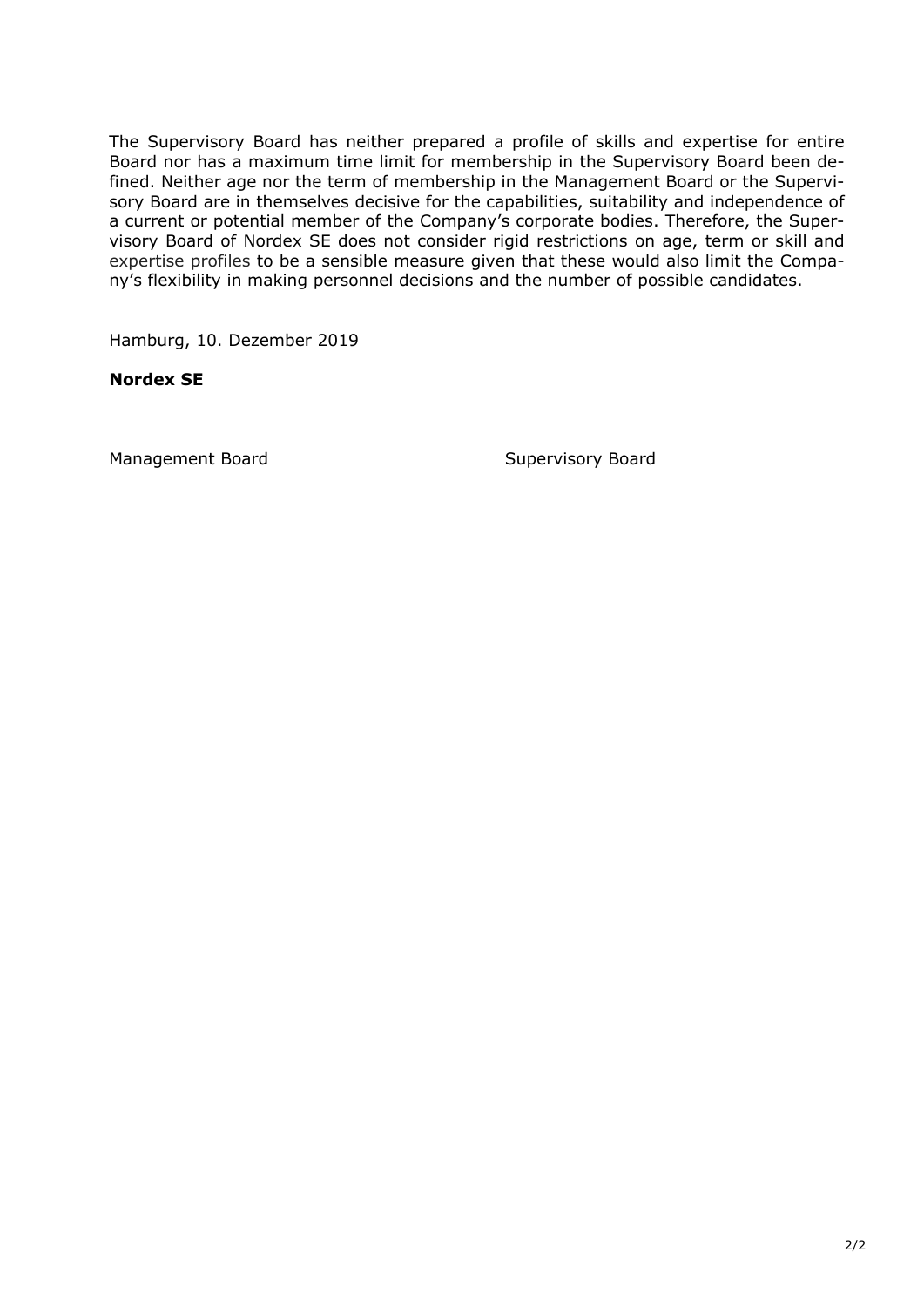The Supervisory Board has neither prepared a profile of skills and expertise for entire Board nor has a maximum time limit for membership in the Supervisory Board been defined. Neither age nor the term of membership in the Management Board or the Supervisory Board are in themselves decisive for the capabilities, suitability and independence of a current or potential member of the Company's corporate bodies. Therefore, the Supervisory Board of Nordex SE does not consider rigid restrictions on age, term or skill and expertise profiles to be a sensible measure given that these would also limit the Company's flexibility in making personnel decisions and the number of possible candidates.

Hamburg, 10. Dezember 2019

**Nordex SE**

Management Board    Supervisory Board